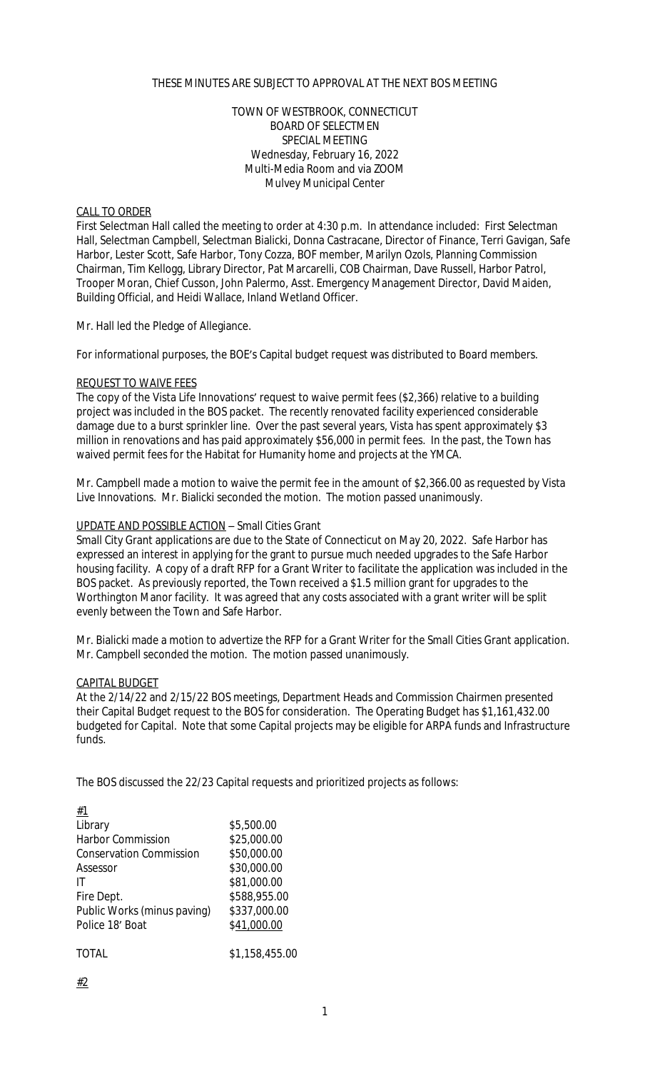THESE MINUTES ARE SUBJECT TO APPROVAL AT THE NEXT BOS MEETING

TOWN OF WESTBROOK, CONNECTICUT
BOARD OF SELECTMEN
SPECIAL MEETING
Wednesday, February 16, 2022
Multi-Media Room and via ZOOM
Mulvey Municipal Center

CALL TO ORDER

First Selectman Hall called the meeting to order at 4:30 p.m. In attendance included: First Selectman Hall, Selectman Campbell, Selectman Bialicki, Donna Castracane, Director of Finance, Terri Gavigan, Safe Harbor, Lester Scott, Safe Harbor, Tony Cozza, BOF member, Marilyn Ozols, Planning Commission Chairman, Tim Kellogg, Library Director, Pat Marcarelli, COB Chairman, Dave Russell, Harbor Patrol, Trooper Moran, Chief Cusson, John Palermo, Asst. Emergency Management Director, David Maiden, Building Official, and Heidi Wallace, Inland Wetland Officer.

Mr. Hall led the Pledge of Allegiance.

For informational purposes, the BOE's Capital budget request was distributed to Board members.

REQUEST TO WAIVE FEES

The copy of the Vista Life Innovations' request to waive permit fees ($2,366) relative to a building project was included in the BOS packet. The recently renovated facility experienced considerable damage due to a burst sprinkler line. Over the past several years, Vista has spent approximately $3 million in renovations and has paid approximately $56,000 in permit fees. In the past, the Town has waived permit fees for the Habitat for Humanity home and projects at the YMCA.

Mr. Campbell made a motion to waive the permit fee in the amount of $2,366.00 as requested by Vista Live Innovations. Mr. Bialicki seconded the motion. The motion passed unanimously.

UPDATE AND POSSIBLE ACTION – Small Cities Grant

Small City Grant applications are due to the State of Connecticut on May 20, 2022. Safe Harbor has expressed an interest in applying for the grant to pursue much needed upgrades to the Safe Harbor housing facility. A copy of a draft RFP for a Grant Writer to facilitate the application was included in the BOS packet. As previously reported, the Town received a $1.5 million grant for upgrades to the Worthington Manor facility. It was agreed that any costs associated with a grant writer will be split evenly between the Town and Safe Harbor.

Mr. Bialicki made a motion to advertize the RFP for a Grant Writer for the Small Cities Grant application. Mr. Campbell seconded the motion. The motion passed unanimously.

CAPITAL BUDGET

At the 2/14/22 and 2/15/22 BOS meetings, Department Heads and Commission Chairmen presented their Capital Budget request to the BOS for consideration. The Operating Budget has $1,161,432.00 budgeted for Capital. Note that some Capital projects may be eligible for ARPA funds and Infrastructure funds.

The BOS discussed the 22/23 Capital requests and prioritized projects as follows:

#1

| | |
|---|---|
| Library | $5,500.00 |
| Harbor Commission | $25,000.00 |
| Conservation Commission | $50,000.00 |
| Assessor | $30,000.00 |
| IT | $81,000.00 |
| Fire Dept. | $588,955.00 |
| Public Works (minus paving) | $337,000.00 |
| Police 18' Boat | $41,000.00 |
| TOTAL | $1,158,455.00 |

#2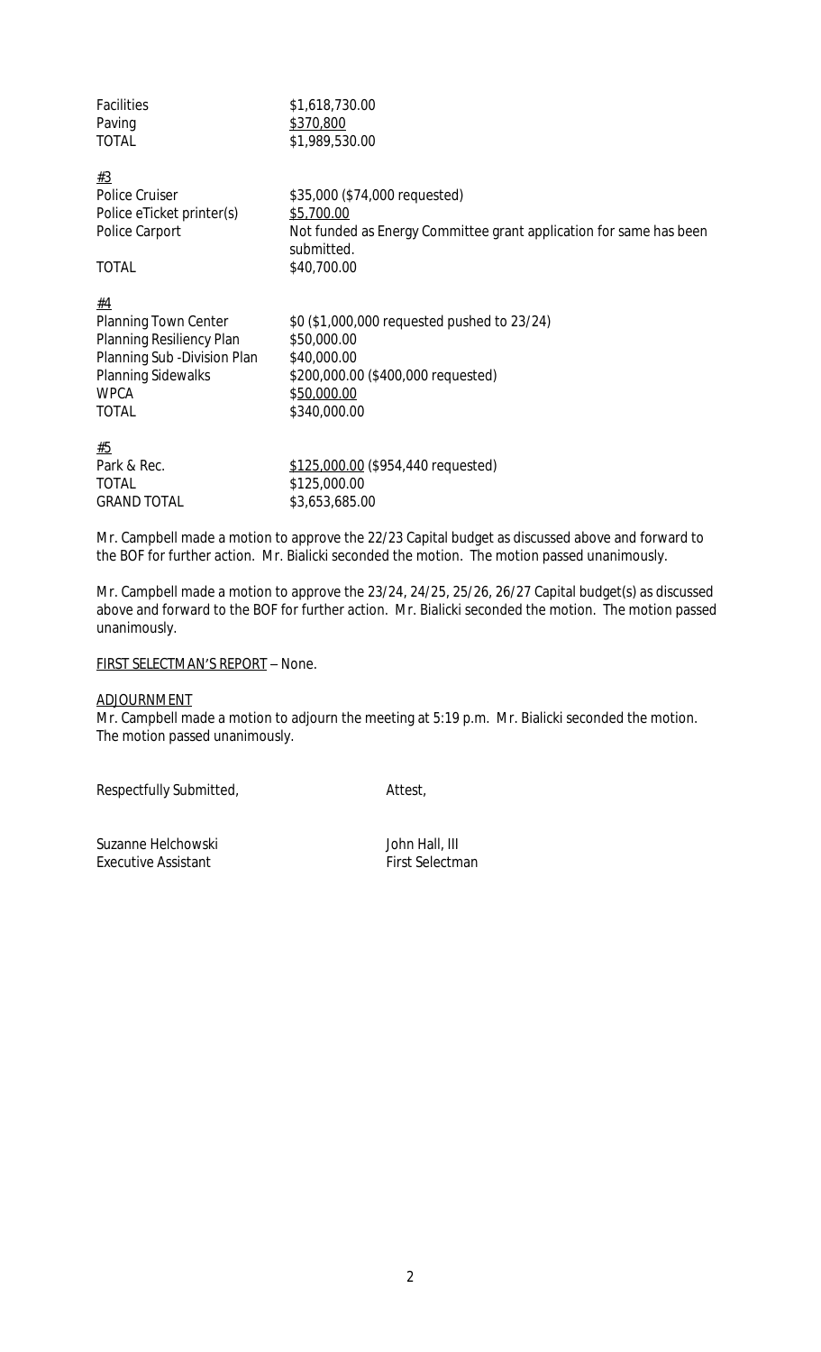| | |
|---|---|
| Facilities | $1,618,730.00 |
| Paving | $370,800 |
| TOTAL | $1,989,530.00 |

#3

| | |
|---|---|
| Police Cruiser | $35,000 ($74,000 requested) |
| Police eTicket printer(s) | $5,700.00 |
| Police Carport | Not funded as Energy Committee grant application for same has been submitted. |
| TOTAL | $40,700.00 |

#4

| | |
|---|---|
| Planning Town Center | $0 ($1,000,000 requested pushed to 23/24) |
| Planning Resiliency Plan | $50,000.00 |
| Planning Sub -Division Plan | $40,000.00 |
| Planning Sidewalks | $200,000.00 ($400,000 requested) |
| WPCA | $50,000.00 |
| TOTAL | $340,000.00 |

#5

| | |
|---|---|
| Park & Rec. | $125,000.00 ($954,440 requested) |
| TOTAL | $125,000.00 |
| GRAND TOTAL | $3,653,685.00 |

Mr. Campbell made a motion to approve the 22/23 Capital budget as discussed above and forward to the BOF for further action. Mr. Bialicki seconded the motion. The motion passed unanimously.

Mr. Campbell made a motion to approve the 23/24, 24/25, 25/26, 26/27 Capital budget(s) as discussed above and forward to the BOF for further action. Mr. Bialicki seconded the motion. The motion passed unanimously.

FIRST SELECTMAN'S REPORT – None.

ADJOURNMENT

Mr. Campbell made a motion to adjourn the meeting at 5:19 p.m. Mr. Bialicki seconded the motion. The motion passed unanimously.

Respectfully Submitted,

Suzanne Helchowski
Executive Assistant

Attest,

John Hall, III
First Selectman